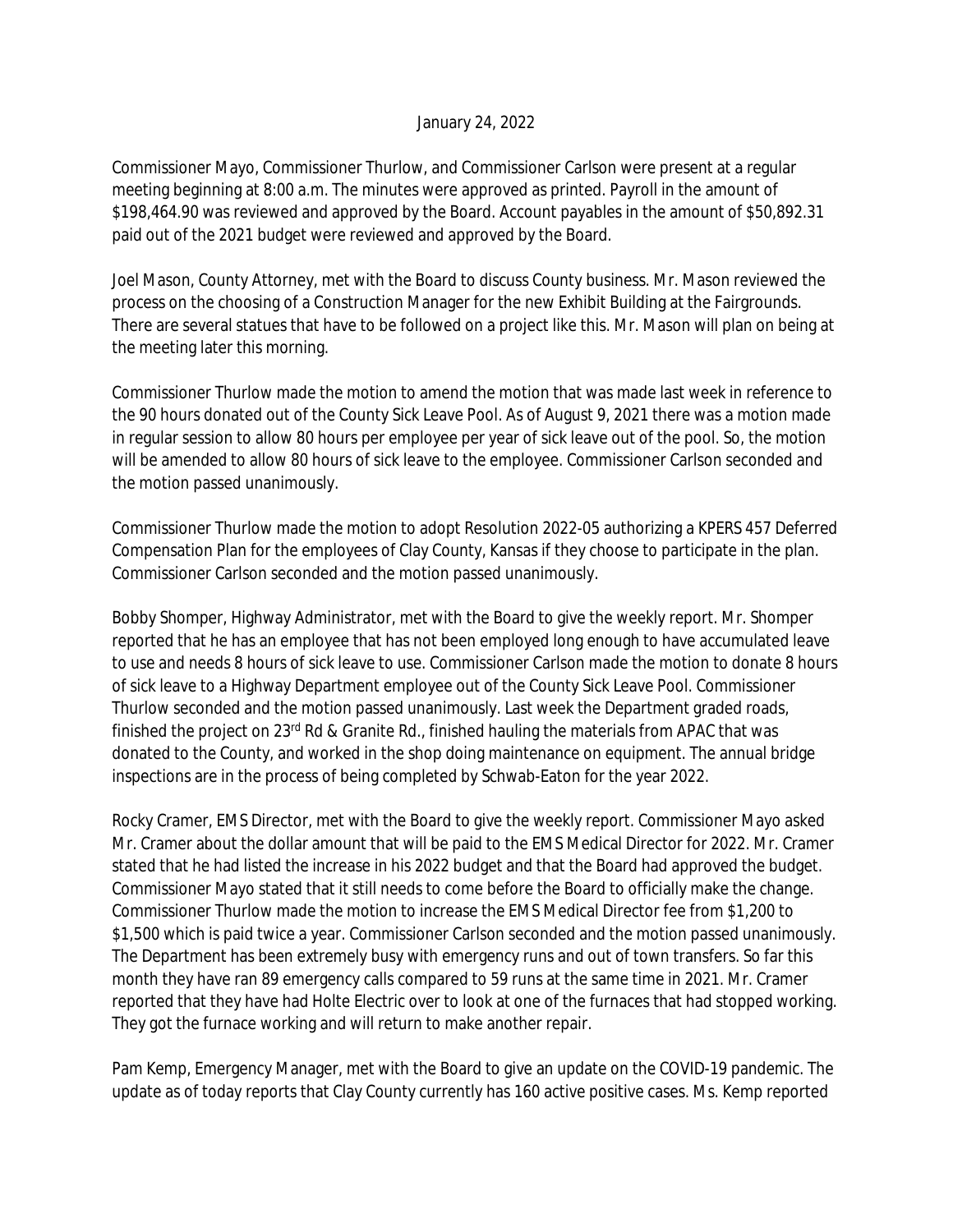January 24, 2022

Commissioner Mayo, Commissioner Thurlow, and Commissioner Carlson were present at a regular meeting beginning at 8:00 a.m. The minutes were approved as printed. Payroll in the amount of $198,464.90 was reviewed and approved by the Board. Account payables in the amount of $50,892.31 paid out of the 2021 budget were reviewed and approved by the Board.

Joel Mason, County Attorney, met with the Board to discuss County business. Mr. Mason reviewed the process on the choosing of a Construction Manager for the new Exhibit Building at the Fairgrounds. There are several statues that have to be followed on a project like this. Mr. Mason will plan on being at the meeting later this morning.

Commissioner Thurlow made the motion to amend the motion that was made last week in reference to the 90 hours donated out of the County Sick Leave Pool. As of August 9, 2021 there was a motion made in regular session to allow 80 hours per employee per year of sick leave out of the pool. So, the motion will be amended to allow 80 hours of sick leave to the employee. Commissioner Carlson seconded and the motion passed unanimously.

Commissioner Thurlow made the motion to adopt Resolution 2022-05 authorizing a KPERS 457 Deferred Compensation Plan for the employees of Clay County, Kansas if they choose to participate in the plan. Commissioner Carlson seconded and the motion passed unanimously.

Bobby Shomper, Highway Administrator, met with the Board to give the weekly report. Mr. Shomper reported that he has an employee that has not been employed long enough to have accumulated leave to use and needs 8 hours of sick leave to use. Commissioner Carlson made the motion to donate 8 hours of sick leave to a Highway Department employee out of the County Sick Leave Pool. Commissioner Thurlow seconded and the motion passed unanimously. Last week the Department graded roads, finished the project on 23rd Rd & Granite Rd., finished hauling the materials from APAC that was donated to the County, and worked in the shop doing maintenance on equipment. The annual bridge inspections are in the process of being completed by Schwab-Eaton for the year 2022.

Rocky Cramer, EMS Director, met with the Board to give the weekly report. Commissioner Mayo asked Mr. Cramer about the dollar amount that will be paid to the EMS Medical Director for 2022. Mr. Cramer stated that he had listed the increase in his 2022 budget and that the Board had approved the budget. Commissioner Mayo stated that it still needs to come before the Board to officially make the change. Commissioner Thurlow made the motion to increase the EMS Medical Director fee from $1,200 to $1,500 which is paid twice a year. Commissioner Carlson seconded and the motion passed unanimously. The Department has been extremely busy with emergency runs and out of town transfers. So far this month they have ran 89 emergency calls compared to 59 runs at the same time in 2021. Mr. Cramer reported that they have had Holte Electric over to look at one of the furnaces that had stopped working. They got the furnace working and will return to make another repair.

Pam Kemp, Emergency Manager, met with the Board to give an update on the COVID-19 pandemic. The update as of today reports that Clay County currently has 160 active positive cases. Ms. Kemp reported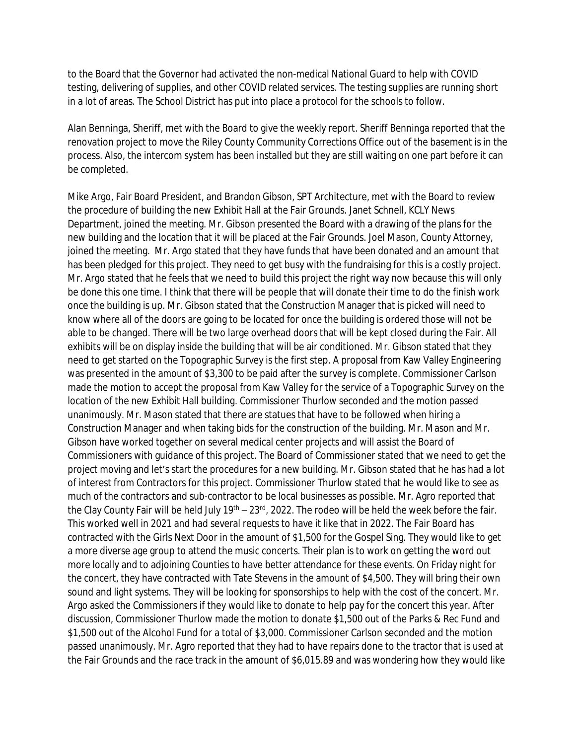to the Board that the Governor had activated the non-medical National Guard to help with COVID testing, delivering of supplies, and other COVID related services. The testing supplies are running short in a lot of areas. The School District has put into place a protocol for the schools to follow.

Alan Benninga, Sheriff, met with the Board to give the weekly report. Sheriff Benninga reported that the renovation project to move the Riley County Community Corrections Office out of the basement is in the process. Also, the intercom system has been installed but they are still waiting on one part before it can be completed.

Mike Argo, Fair Board President, and Brandon Gibson, SPT Architecture, met with the Board to review the procedure of building the new Exhibit Hall at the Fair Grounds. Janet Schnell, KCLY News Department, joined the meeting. Mr. Gibson presented the Board with a drawing of the plans for the new building and the location that it will be placed at the Fair Grounds. Joel Mason, County Attorney, joined the meeting. Mr. Argo stated that they have funds that have been donated and an amount that has been pledged for this project. They need to get busy with the fundraising for this is a costly project. Mr. Argo stated that he feels that we need to build this project the right way now because this will only be done this one time. I think that there will be people that will donate their time to do the finish work once the building is up. Mr. Gibson stated that the Construction Manager that is picked will need to know where all of the doors are going to be located for once the building is ordered those will not be able to be changed. There will be two large overhead doors that will be kept closed during the Fair. All exhibits will be on display inside the building that will be air conditioned. Mr. Gibson stated that they need to get started on the Topographic Survey is the first step. A proposal from Kaw Valley Engineering was presented in the amount of $3,300 to be paid after the survey is complete. Commissioner Carlson made the motion to accept the proposal from Kaw Valley for the service of a Topographic Survey on the location of the new Exhibit Hall building. Commissioner Thurlow seconded and the motion passed unanimously. Mr. Mason stated that there are statues that have to be followed when hiring a Construction Manager and when taking bids for the construction of the building. Mr. Mason and Mr. Gibson have worked together on several medical center projects and will assist the Board of Commissioners with guidance of this project. The Board of Commissioner stated that we need to get the project moving and let's start the procedures for a new building. Mr. Gibson stated that he has had a lot of interest from Contractors for this project. Commissioner Thurlow stated that he would like to see as much of the contractors and sub-contractor to be local businesses as possible. Mr. Agro reported that the Clay County Fair will be held July 19th – 23rd, 2022. The rodeo will be held the week before the fair. This worked well in 2021 and had several requests to have it like that in 2022. The Fair Board has contracted with the Girls Next Door in the amount of $1,500 for the Gospel Sing. They would like to get a more diverse age group to attend the music concerts. Their plan is to work on getting the word out more locally and to adjoining Counties to have better attendance for these events. On Friday night for the concert, they have contracted with Tate Stevens in the amount of $4,500. They will bring their own sound and light systems. They will be looking for sponsorships to help with the cost of the concert. Mr. Argo asked the Commissioners if they would like to donate to help pay for the concert this year. After discussion, Commissioner Thurlow made the motion to donate $1,500 out of the Parks & Rec Fund and $1,500 out of the Alcohol Fund for a total of $3,000. Commissioner Carlson seconded and the motion passed unanimously. Mr. Agro reported that they had to have repairs done to the tractor that is used at the Fair Grounds and the race track in the amount of $6,015.89 and was wondering how they would like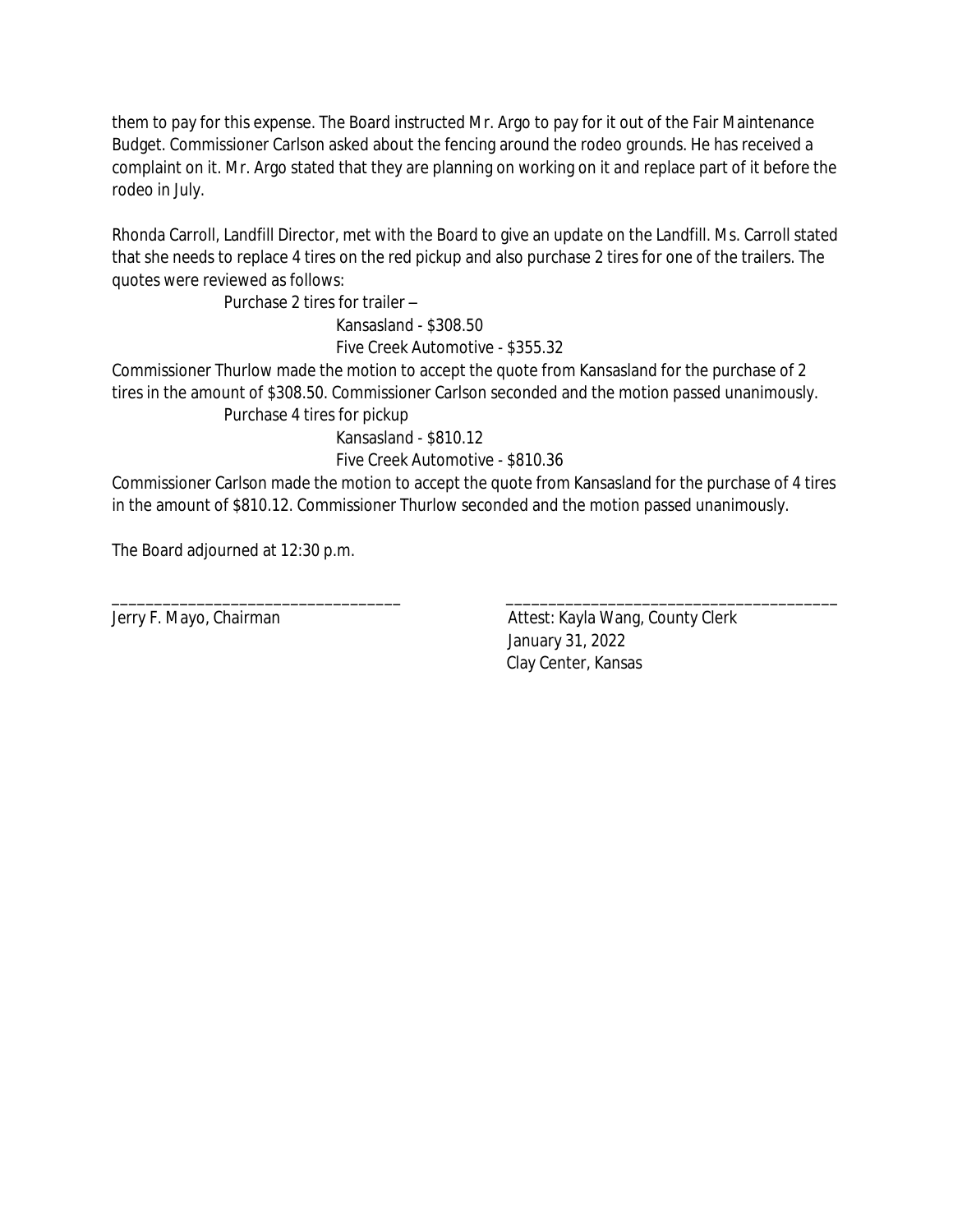them to pay for this expense. The Board instructed Mr. Argo to pay for it out of the Fair Maintenance Budget. Commissioner Carlson asked about the fencing around the rodeo grounds. He has received a complaint on it. Mr. Argo stated that they are planning on working on it and replace part of it before the rodeo in July.

Rhonda Carroll, Landfill Director, met with the Board to give an update on the Landfill. Ms. Carroll stated that she needs to replace 4 tires on the red pickup and also purchase 2 tires for one of the trailers. The quotes were reviewed as follows:

Purchase 2 tires for trailer –

Kansasland - $308.50

Five Creek Automotive - $355.32

Commissioner Thurlow made the motion to accept the quote from Kansasland for the purchase of 2 tires in the amount of $308.50. Commissioner Carlson seconded and the motion passed unanimously.

Purchase 4 tires for pickup

Kansasland - $810.12

Five Creek Automotive - $810.36

Commissioner Carlson made the motion to accept the quote from Kansasland for the purchase of 4 tires in the amount of $810.12. Commissioner Thurlow seconded and the motion passed unanimously.

The Board adjourned at 12:30 p.m.

_________________________________ _______________________________________

Jerry F. Mayo, Chairman

Attest: Kayla Wang, County Clerk
January 31, 2022
Clay Center, Kansas